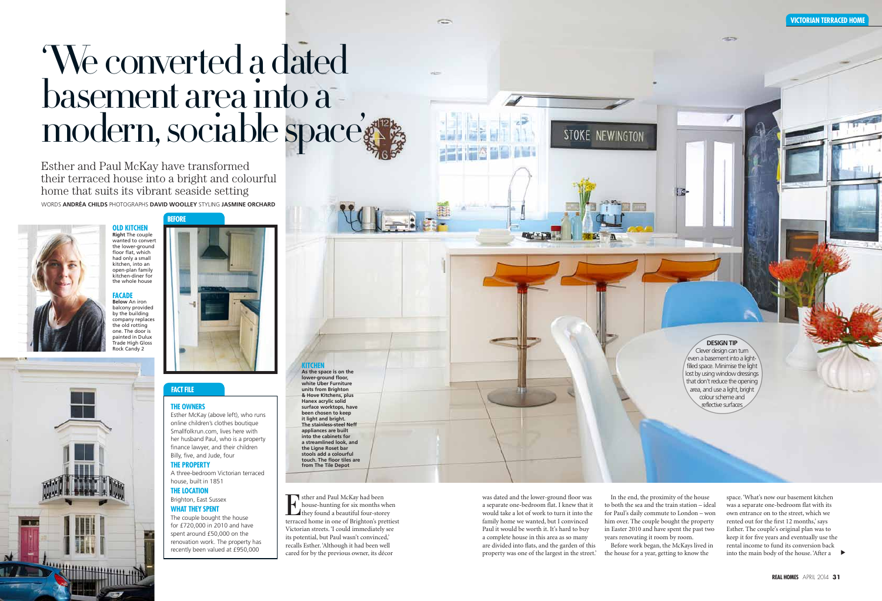# 'We converted a dated basement area into a modern, sociable space'

Esther and Paul McKay have transformed their terraced house into a bright and colourful home that suits its vibrant seaside setting

WORDS **ANDRÉA CHILDS** PHOTOGRAPHS **DAVID WOOLLEY** STYLING **JASMINE ORCHARD**

**OLD KITCHEN**
**Right** The couple wanted to convert the lower-ground floor flat, which had only a small kitchen, into an open-plan family kitchen-diner for the whole house

**FACADE**
**Below** An iron balcony provided by the building company replaces the old rotting one. The door is painted in Dulux Trade High Gloss Rock Candy 2

**BEFORE**

## FACT FILE

### THE OWNERS
Esther McKay (above left), who runs online children's clothes boutique Smallfolkrun.com, lives here with her husband Paul, who is a property finance lawyer, and their children Billy, five, and Jude, four

### THE PROPERTY
A three-bedroom Victorian terraced house, built in 1851

### THE LOCATION
Brighton, East Sussex

### WHAT THEY SPENT
The couple bought the house for £720,000 in 2010 and have spent around £50,000 on the renovation work. The property has recently been valued at £950,000

**KITCHEN**
**As the space is on the lower-ground floor, white Uber Furniture units from Brighton & Hove Kitchens, plus Hanex acrylic solid surface worktops, have been chosen to keep it light and bright. The stainless-steel Neff appliances are built into the cabinets for a streamlined look, and the Ligne Roset bar stools add a colourful touch. The floor tiles are from The Tile Depot**

**DESIGN TIP**
Clever design can turn even a basement into a light-filled space. Minimise the light lost by using window dressings that don't reduce the opening area, and use a light, bright colour scheme and reflective surfaces

Esther and Paul McKay had been house-hunting for six months when they found a beautiful four-storey terraced home in one of Brighton's prettiest Victorian streets. 'I could immediately see its potential, but Paul wasn't convinced,' recalls Esther. 'Although it had been well cared for by the previous owner, its décor was dated and the lower-ground floor was a separate one-bedroom flat. I knew that it would take a lot of work to turn it into the family home we wanted, but I convinced Paul it would be worth it. It's hard to buy a complete house in this area as so many are divided into flats, and the garden of this property was one of the largest in the street.'

In the end, the proximity of the house to both the sea and the train station – ideal for Paul's daily commute to London – won him over. The couple bought the property in Easter 2010 and have spent the past two years renovating it room by room.

Before work began, the McKays lived in the house for a year, getting to know the space. 'What's now our basement kitchen was a separate one-bedroom flat with its own entrance on to the street, which we rented out for the first 12 months,' says Esther. The couple's original plan was to keep it for five years and eventually use the rental income to fund its conversion back into the main body of the house. 'After a ▶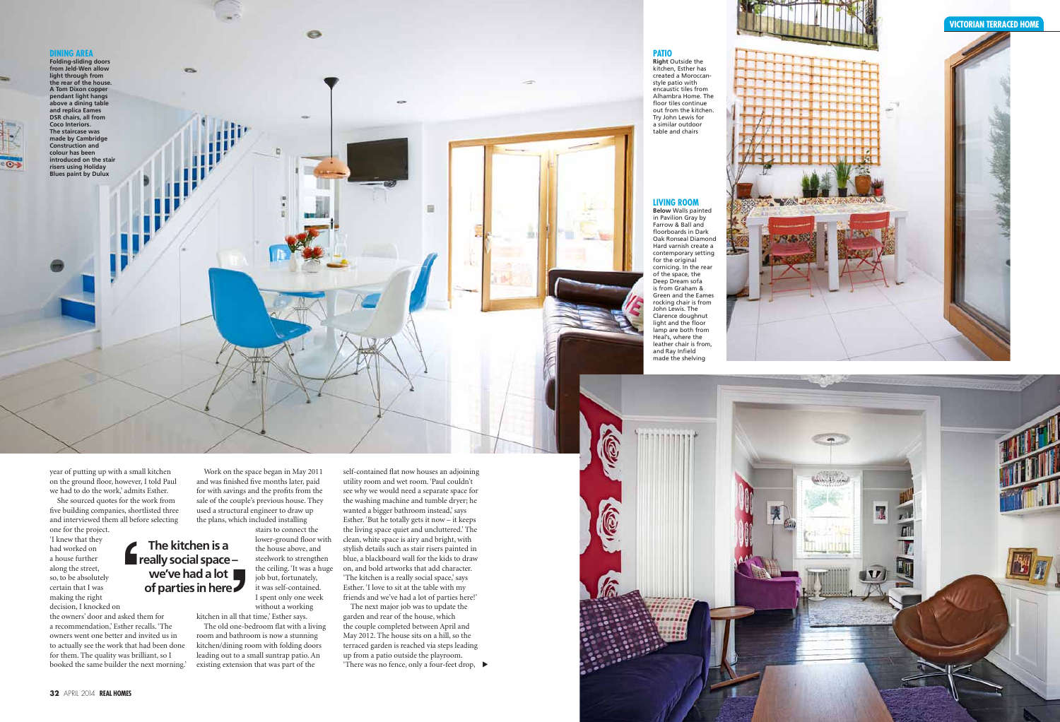### DINING AREA

**Folding-sliding doors from Jeld-Wen allow light through from the rear of the house. A Tom Dixon copper pendant light hangs above a dining table and replica Eames DSR chairs, all from Coco Interiors. The staircase was made by Cambridge Construction and colour has been introduced on the stair risers using Holiday Blues paint by Dulux**

### PATIO

**Right** Outside the kitchen, Esther has created a Moroccan-style patio with encaustic tiles from Alhambra Home. The floor tiles continue out from the kitchen. Try John Lewis for a similar outdoor table and chairs

### LIVING ROOM

**Below** Walls painted in Pavilion Gray by Farrow & Ball and floorboards in Dark Oak Ronseal Diamond Hard varnish create a contemporary setting for the original cornicing. In the rear of the space, the Deep Dream sofa is from Graham & Green and the Eames rocking chair is from John Lewis. The Clarence doughnut light and the floor lamp are both from Heal's, where the leather chair is from, and Ray Infield made the shelving

year of putting up with a small kitchen on the ground floor, however, I told Paul we had to do the work,' admits Esther.

She sourced quotes for the work from five building companies, shortlisted three and interviewed them all before selecting one for the project. 'I knew that they had worked on a house further along the street, so, to be absolutely certain that I was making the right decision, I knocked on the owners' door and asked them for a recommendation,' Esther recalls. 'The owners went one better and invited us in to actually see the work that had been done for them. The quality was brilliant, so I booked the same builder the next morning.'

Work on the space began in May 2011 and was finished five months later, paid for with savings and the profits from the sale of the couple's previous house. They used a structural engineer to draw up the plans, which included installing stairs to connect the lower-ground floor with the house above, and steelwork to strengthen the ceiling. 'It was a huge job but, fortunately, it was self-contained. I spent only one week without a working kitchen in all that time,' Esther says.

> **The kitchen is a really social space – we've had a lot of parties here**

The old one-bedroom flat with a living room and bathroom is now a stunning kitchen/dining room with folding doors leading out to a small suntrap patio. An existing extension that was part of the self-contained flat now houses an adjoining utility room and wet room. 'Paul couldn't see why we would need a separate space for the washing machine and tumble dryer; he wanted a bigger bathroom instead,' says Esther. 'But he totally gets it now – it keeps the living space quiet and uncluttered.' The clean, white space is airy and bright, with stylish details such as stair risers painted in blue, a blackboard wall for the kids to draw on, and bold artworks that add character. 'The kitchen is a really social space,' says Esther. 'I love to sit at the table with my friends and we've had a lot of parties here!'

The next major job was to update the garden and rear of the house, which the couple completed between April and May 2012. The house sits on a hill, so the terraced garden is reached via steps leading up from a patio outside the playroom. 'There was no fence, only a four-feet drop, ▶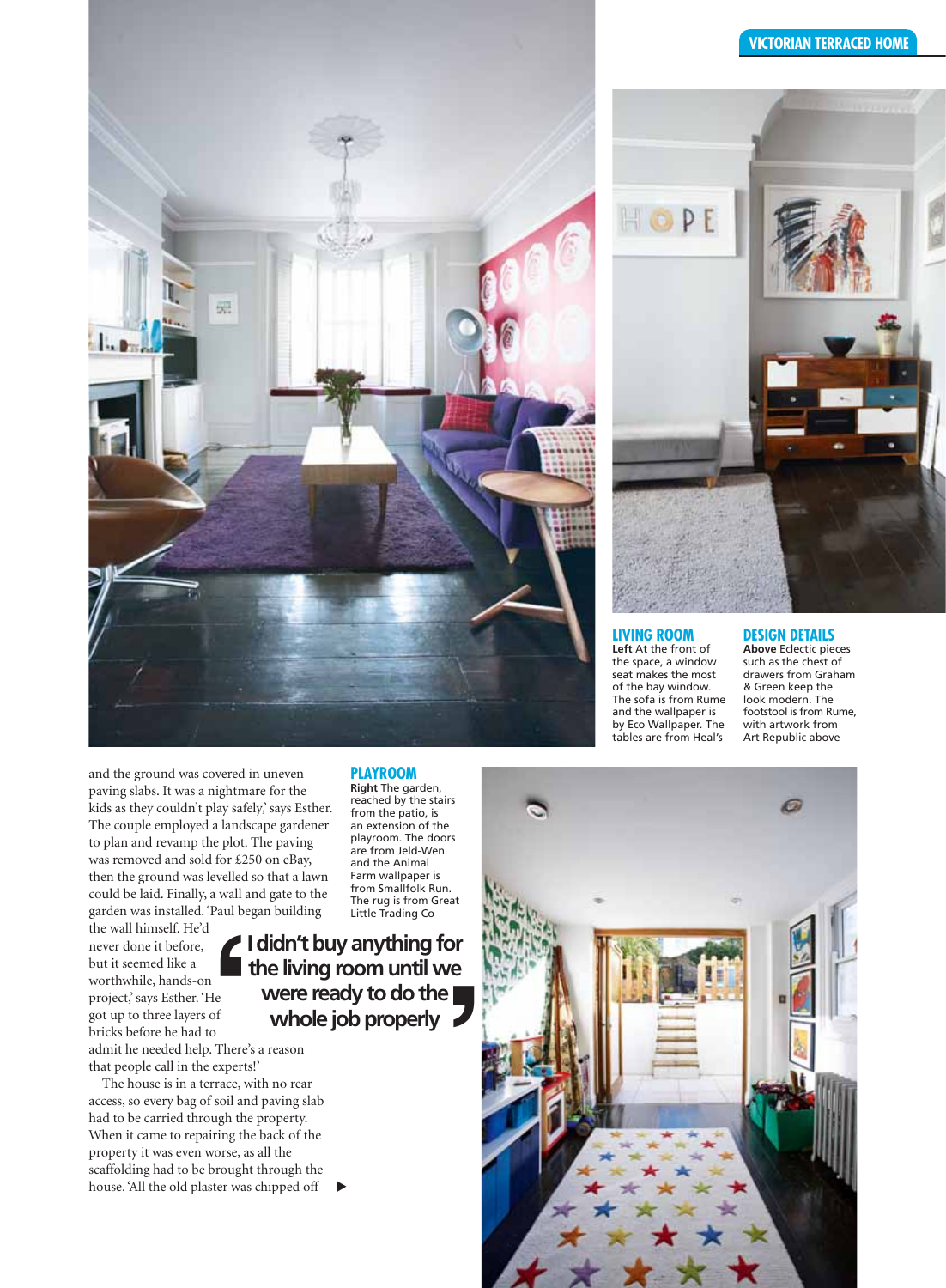### LIVING ROOM

**Left** At the front of the space, a window seat makes the most of the bay window. The sofa is from Rume and the wallpaper is by Eco Wallpaper. The tables are from Heal's

### DESIGN DETAILS

**Above** Eclectic pieces such as the chest of drawers from Graham & Green keep the look modern. The footstool is from Rume, with artwork from Art Republic above

and the ground was covered in uneven paving slabs. It was a nightmare for the kids as they couldn't play safely,' says Esther. The couple employed a landscape gardener to plan and revamp the plot. The paving was removed and sold for £250 on eBay, then the ground was levelled so that a lawn could be laid. Finally, a wall and gate to the garden was installed. 'Paul began building the wall himself. He'd never done it before, but it seemed like a worthwhile, hands-on project,' says Esther. 'He got up to three layers of bricks before he had to admit he needed help. There's a reason that people call in the experts!'

The house is in a terrace, with no rear access, so every bag of soil and paving slab had to be carried through the property. When it came to repairing the back of the property it was even worse, as all the scaffolding had to be brought through the house. 'All the old plaster was chipped off

> 'I didn't buy anything for the living room until we were ready to do the whole job properly'

### PLAYROOM

**Right** The garden, reached by the stairs from the patio, is an extension of the playroom. The doors are from Jeld-Wen and the Animal Farm wallpaper is from Smallfolk Run. The rug is from Great Little Trading Co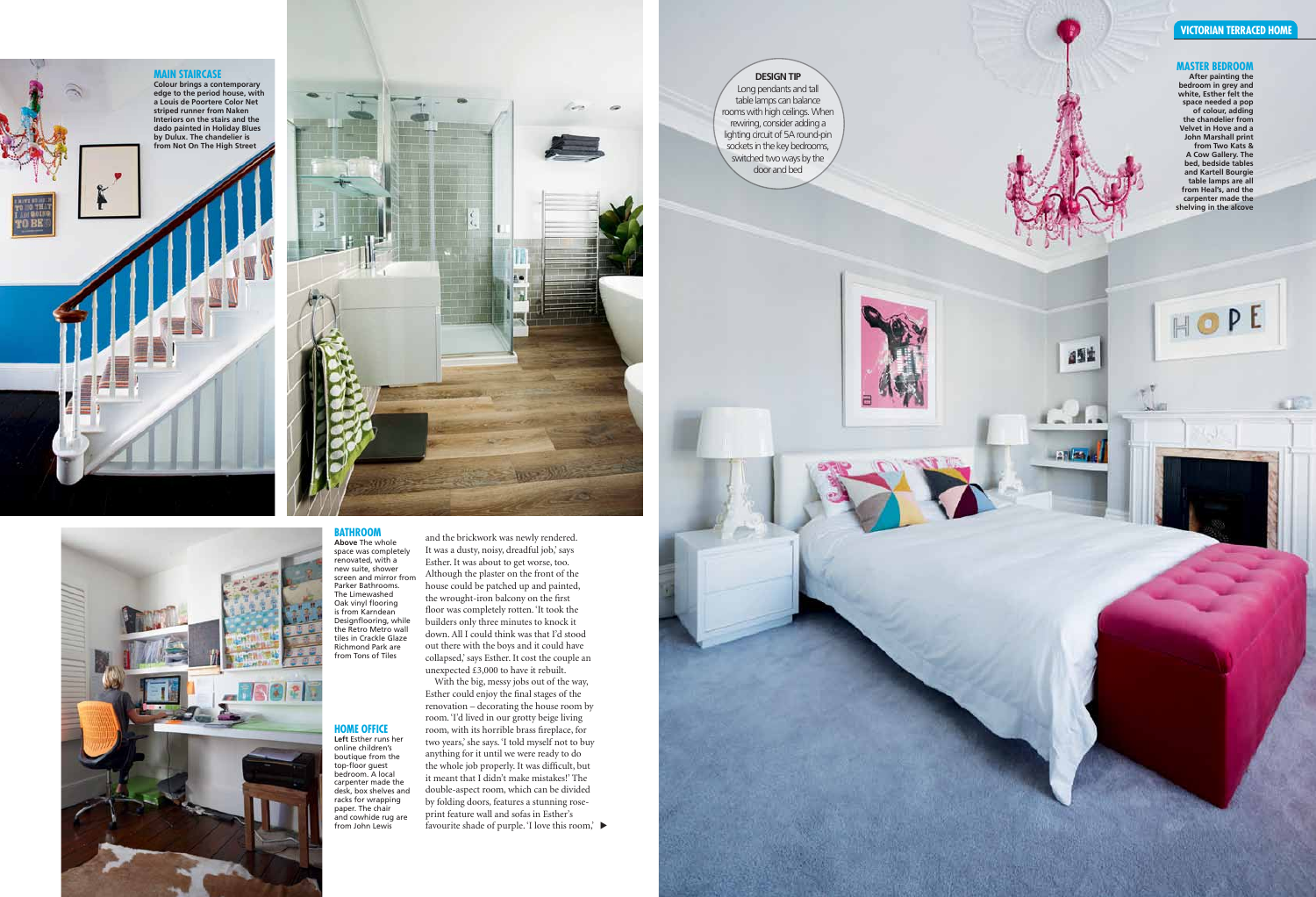### MAIN STAIRCASE

**Colour brings a contemporary edge to the period house, with a Louis de Poortere Color Net striped runner from Naken Interiors on the stairs and the dado painted in Holiday Blues by Dulux. The chandelier is from Not On The High Street**

### BATHROOM

**Above** The whole space was completely renovated, with a new suite, shower screen and mirror from Parker Bathrooms. The Limewashed Oak vinyl flooring is from Karndean Designflooring, while the Retro Metro wall tiles in Crackle Glaze Richmond Park are from Tons of Tiles

### HOME OFFICE

**Left** Esther runs her online children's boutique from the top-floor guest bedroom. A local carpenter made the desk, box shelves and racks for wrapping paper. The chair and cowhide rug are from John Lewis

and the brickwork was newly rendered. It was a dusty, noisy, dreadful job,' says Esther. It was about to get worse, too. Although the plaster on the front of the house could be patched up and painted, the wrought-iron balcony on the first floor was completely rotten. 'It took the builders only three minutes to knock it down. All I could think was that I'd stood out there with the boys and it could have collapsed,' says Esther. It cost the couple an unexpected £3,000 to have it rebuilt.

With the big, messy jobs out of the way, Esther could enjoy the final stages of the renovation – decorating the house room by room. 'I'd lived in our grotty beige living room, with its horrible brass fireplace, for two years,' she says. 'I told myself not to buy anything for it until we were ready to do the whole job properly. It was difficult, but it meant that I didn't make mistakes!' The double-aspect room, which can be divided by folding doors, features a stunning rose-print feature wall and sofas in Esther's favourite shade of purple. 'I love this room,' ▶

**DESIGN TIP**

Long pendants and tall table lamps can balance rooms with high ceilings. When rewiring, consider adding a lighting circuit of 5A round-pin sockets in the key bedrooms, switched two ways by the door and bed

### MASTER BEDROOM

**After painting the bedroom in grey and white, Esther felt the space needed a pop of colour, adding the chandelier from Velvet in Hove and a John Marshall print from Two Kats & A Cow Gallery. The bed, bedside tables and Kartell Bourgie table lamps are all from Heal's, and the carpenter made the shelving in the alcove**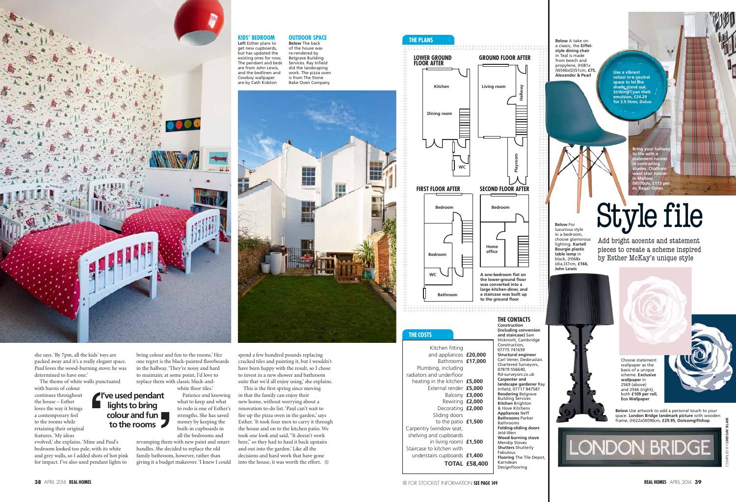**KIDS' BEDROOM**
**Left** Esther plans to get new cupboards, but has updated the existing ones for now. The pendant and beds are from John Lewis, and the bedlinen and Cowboy wallpaper are by Cath Kidston

**OUTDOOR SPACE**
**Below** The back of the house was re-rendered by Belgrave Building Services. Ray Infield did the landscaping work. The pizza oven is from The Stone Bake Oven Company

she says. 'By 7pm, all the kids' toys are packed away and it's a really elegant space. Paul loves the wood-burning stove; he was determined to have one.'

The theme of white walls punctuated with bursts of colour continues throughout the house – Esther loves the way it brings a contemporary feel to the rooms while retaining their original features. 'My ideas evolved,' she explains. 'Mine and Paul's bedroom looked too pale, with its white and grey walls, so I added shots of hot pink for impact. I've also used pendant lights to bring colour and fun to the rooms.' Her one regret is the black-painted floorboards in the hallway. 'They're noisy and hard to maintain; at some point, I'd love to replace them with classic black-and-white floor tiles.'

> 'I've used pendant lights to bring colour and fun to the rooms'

Patience and knowing what to keep and what to redo is one of Esther's strengths. She has saved money by keeping the built-in cupboards in all the bedrooms and revamping them with new paint and smart handles. She decided to replace the old family bathroom, however, rather than giving it a budget makeover. 'I knew I could spend a few hundred pounds replacing cracked tiles and painting it, but I wouldn't have been happy with the result, so I chose to invest in a new shower and bathroom suite that we'd all enjoy using,' she explains.

This is the first spring since moving in that the family can enjoy their new home, without worrying about a renovation to-do list. 'Paul can't wait to fire up the pizza oven in the garden,' says Esther. 'It took four men to carry it through the house and on to the kitchen patio. We took one look and said, "It doesn't work here," so they had to haul it back upstairs and out into the garden.' Like all the decisions and hard work that have gone into the house, it was worth the effort.

## THE PLANS

**LOWER GROUND FLOOR AFTER**
Kitchen
Dining room
WC

**GROUND FLOOR AFTER**
Living room
Hallway
Playroom

**FIRST FLOOR AFTER**
Bedroom
Bedroom
WC
Bathroom

**SECOND FLOOR AFTER**
Bedroom
Home office

**A one-bedroom flat on the lower-ground floor was converted into a large kitchen-diner, and a staircase was built up to the ground floor**

## THE COSTS

| | |
|---|---|
| Kitchen fitting and appliances | **£20,000** |
| Bathrooms | **£17,000** |
| Plumbing, including radiators and underfloor heating in the kitchen | **£5,000** |
| External render | **£5,000** |
| Balcony | **£3,000** |
| Rewiring | **£2,000** |
| Decorating | **£2,000** |
| Sliding doors to the patio | **£1,500** |
| Carpentry (window seat, shelving and cupboards in living room) | **£1,500** |
| Staircase to kitchen with understairs cupboards | **£1,400** |
| **TOTAL** | **£58,400** |

## THE CONTACTS

**Construction (including conversion and staircase)** Sam Hickmott, Cambridge Construction, 07775 741659
**Structural engineer** Carl Vener, Desbruslais Chartered Surveyors, 07879 556640, Rd-surveyors.co.uk
**Carpenter and landscape gardener** Ray Infield, 07717 847587
**Rendering** Belgrave Building Services
**Kitchen** Brighton & Hove Kitchens
**Appliances** Neff
**Bathrooms** Parker Bathrooms
**Folding-sliding doors** Jeld-Wen
**Wood-burning stove** Mendip Stoves
**Shutters** Shutterly Fabulous
**Flooring** The Tile Depot, Karndean Designflooring

FOR STOCKIST INFORMATION **SEE PAGE 149**

# Style file

Add bright accents and statement pieces to create a scheme inspired by Esther McKay's unique style

**Below** A take on a classic, the **Eiffel-style dining chair** in Teal is made from beech and propylene, (H)81x (W)46x(D)51cm, **£75**, **Alexander & Pearl**

**Use a vibrant colour in a neutral space to let the shade stand out. Striking Cyan matt emulsion, £24.29 for 2.5 litres, Dulux**

**Bring your hallway to life with a statement runner in contrasting shades. Chatham wool stair runner in Mallow, (W)70cm, £115 per m, Roger Oates**

**Below** For luxurious style in a bedroom, choose glamorous lighting. **Kartell Bourgie plastic table lamp** in black, (H)68x (dia.)37cm, **£166**, **John Lewis**

Choose statement wallpaper as the basis of a unique scheme. **Exclusive wallpaper** in 2569 (above) and 2566 (right), both **£109 per roll**, **Eco Wallpaper**

**Below** Use artwork to add a personal touch to your space. **London Bridge landmark picture** with wooden frame, (H)22x(W)90cm, **£29.95**, **Dotcomgiftshop**

COMPILED BY **LINDSAY BLAIR**